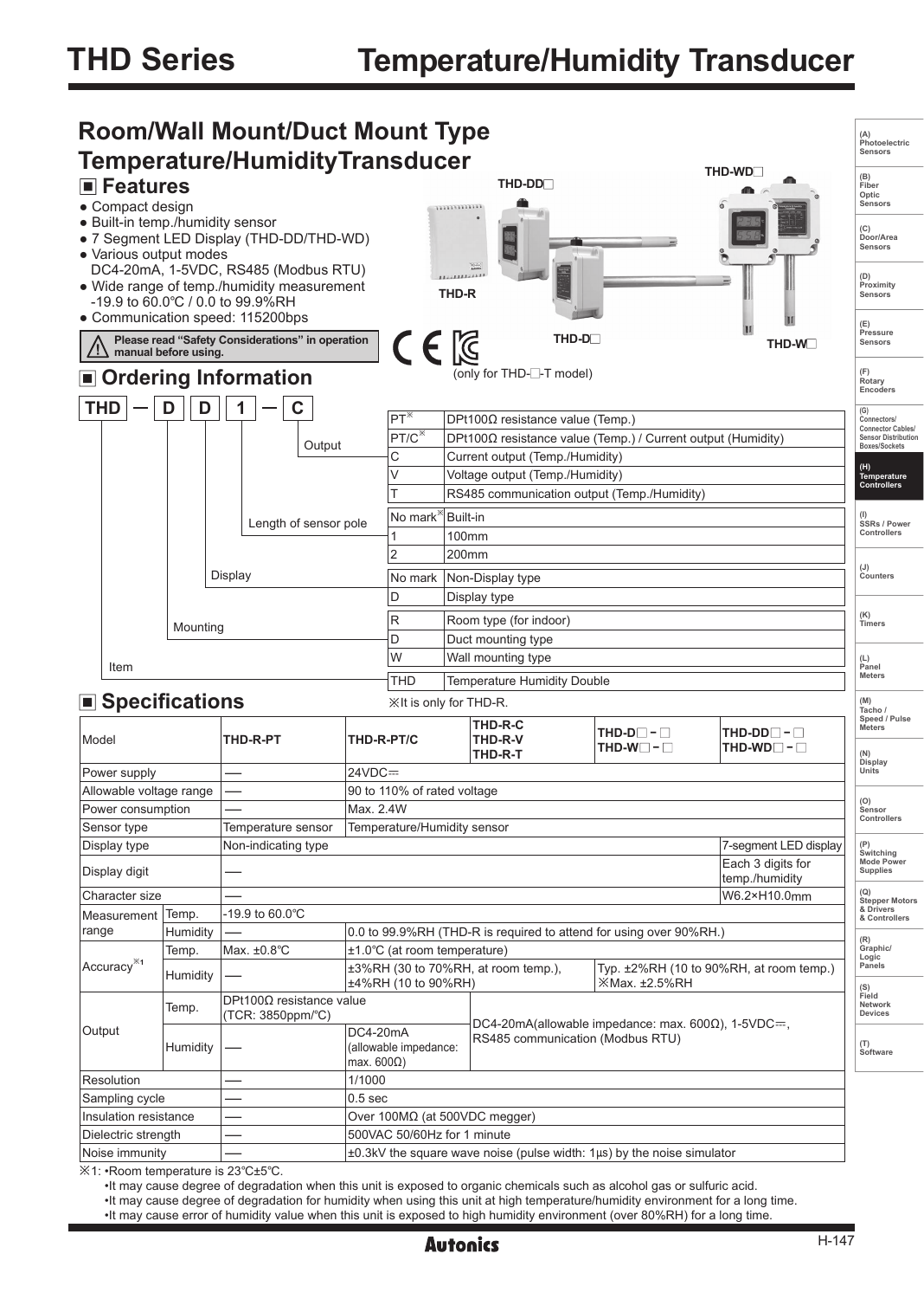# THD Series Temperature/Humidity Transducer

## Room/Wall Mount/Duct Mount Type Temperature/HumidityTransducer

### ■ Features

- Compact design
- Built-in temp./humidity sensor
- 7 Segment LED Display (THD-DD/THD-WD)
- Various output modes
  DC4-20mA, 1-5VDC, RS485 (Modbus RTU)
- Wide range of temp./humidity measurement
  -19.9 to 60.0℃ / 0.0 to 99.9%RH
- Communication speed: 115200bps

⚠ Please read "Safety Considerations" in operation manual before using.

THD-DD□ THD-WD□ THD-R THD-D□ THD-W□

(only for THD-□-T model)

### ■ Ordering Information

THD — D D 1 — C

| Code | | Description |
|---|---|---|
| Output | PT※ | DPt100Ω resistance value (Temp.) |
| | PT/C※ | DPt100Ω resistance value (Temp.) / Current output (Humidity) |
| | C | Current output (Temp./Humidity) |
| | V | Voltage output (Temp./Humidity) |
| | T | RS485 communication output (Temp./Humidity) |
| Length of sensor pole | No mark※ | Built-in |
| | 1 | 100mm |
| | 2 | 200mm |
| Display | No mark | Non-Display type |
| | D | Display type |
| Mounting | R | Room type (for indoor) |
| | D | Duct mounting type |
| | W | Wall mounting type |
| Item | THD | Temperature Humidity Double |

※It is only for THD-R.

### ■ Specifications

| Model | | THD-R-PT | THD-R-PT/C | THD-R-C<br>THD-R-V<br>THD-R-T | THD-D□-□<br>THD-W□-□ | THD-DD□-□<br>THD-WD□-□ |
|---|---|---|---|---|---|---|
| Power supply | | — | 24VDC⎓ | | | |
| Allowable voltage range | | — | 90 to 110% of rated voltage | | | |
| Power consumption | | — | Max. 2.4W | | | |
| Sensor type | | Temperature sensor | Temperature/Humidity sensor | | | |
| Display type | | Non-indicating type | | | | 7-segment LED display |
| Display digit | | — | | | | Each 3 digits for temp./humidity |
| Character size | | — | | | | W6.2×H10.0mm |
| Measurement range | Temp. | -19.9 to 60.0℃ | | | | |
| | Humidity | — | 0.0 to 99.9%RH (THD-R is required to attend for using over 90%RH.) | | | |
| Accuracy※1 | Temp. | Max. ±0.8℃ | ±1.0℃ (at room temperature) | | | |
| | Humidity | — | ±3%RH (30 to 70%RH, at room temp.), ±4%RH (10 to 90%RH) | | Typ. ±2%RH (10 to 90%RH, at room temp.) ※Max. ±2.5%RH | |
| Output | Temp. | DPt100Ω resistance value (TCR: 3850ppm/℃) | | DC4-20mA(allowable impedance: max. 600Ω), 1-5VDC⎓, RS485 communication (Modbus RTU) | | |
| | Humidity | — | DC4-20mA (allowable impedance: max. 600Ω) | | | |
| Resolution | | — | 1/1000 | | | |
| Sampling cycle | | — | 0.5 sec | | | |
| Insulation resistance | | — | Over 100MΩ (at 500VDC megger) | | | |
| Dielectric strength | | — | 500VAC 50/60Hz for 1 minute | | | |
| Noise immunity | | — | ±0.3kV the square wave noise (pulse width: 1μs) by the noise simulator | | | |

※1: •Room temperature is 23℃±5℃.
•It may cause degree of degradation when this unit is exposed to organic chemicals such as alcohol gas or sulfuric acid.
•It may cause degree of degradation for humidity when using this unit at high temperature/humidity environment for a long time.
•It may cause error of humidity value when this unit is exposed to high humidity environment (over 80%RH) for a long time.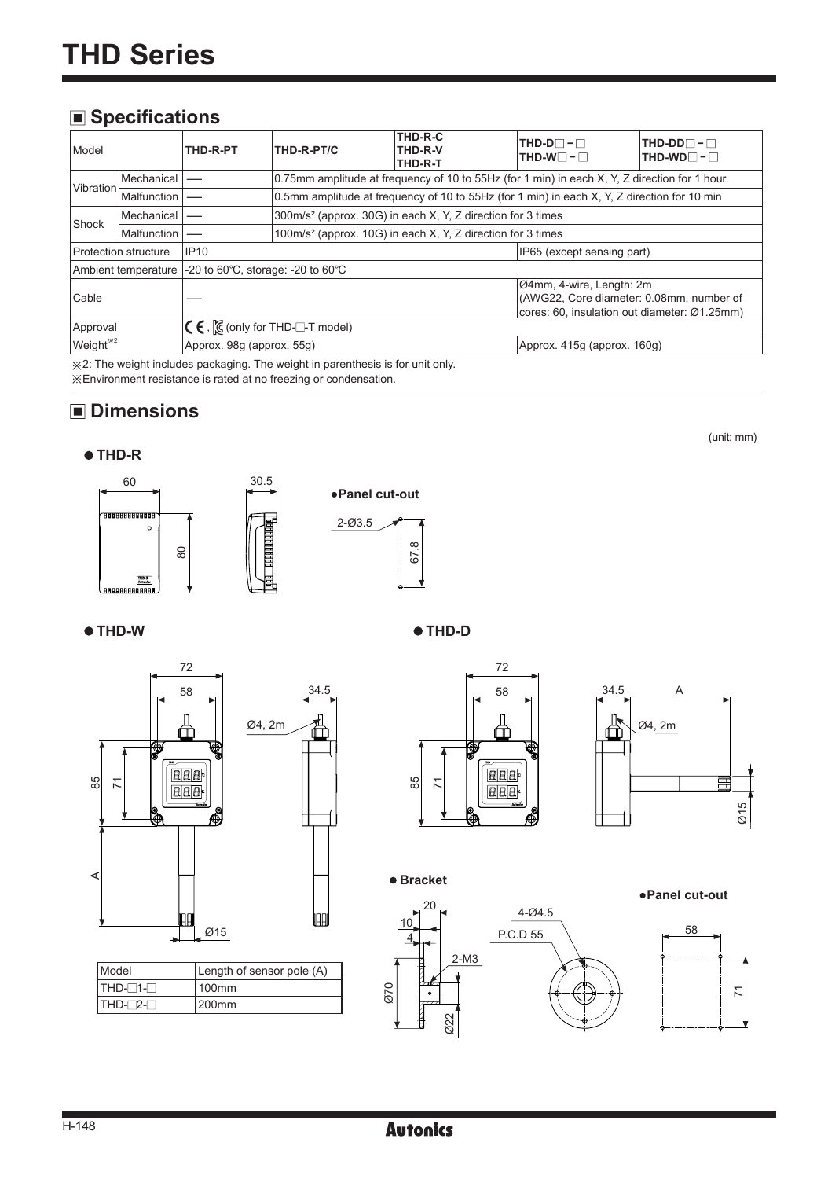# THD Series

## ■ Specifications

| Model | | THD-R-PT | THD-R-PT/C | THD-R-C<br>THD-R-V<br>THD-R-T | THD-D□-□<br>THD-W□-□ | THD-DD□-□<br>THD-WD□-□ |
|---|---|---|---|---|---|---|
| Vibration | Mechanical | — | 0.75mm amplitude at frequency of 10 to 55Hz (for 1 min) in each X, Y, Z direction for 1 hour | | | |
| | Malfunction | — | 0.5mm amplitude at frequency of 10 to 55Hz (for 1 min) in each X, Y, Z direction for 10 min | | | |
| Shock | Mechanical | — | 300m/s² (approx. 30G) in each X, Y, Z direction for 3 times | | | |
| | Malfunction | — | 100m/s² (approx. 10G) in each X, Y, Z direction for 3 times | | | |
| Protection structure | | IP10 | | | IP65 (except sensing part) | |
| Ambient temperature | | -20 to 60℃, storage: -20 to 60℃ | | | | |
| Cable | | — | | | Ø4mm, 4-wire, Length: 2m (AWG22, Core diameter: 0.08mm, number of cores: 60, insulation out diameter: Ø1.25mm) | |
| Approval | | CE, (only for THD-□-T model) | | | | |
| Weight※2 | | Approx. 98g (approx. 55g) | | | Approx. 415g (approx. 160g) | |

※2: The weight includes packaging. The weight in parenthesis is for unit only.
※Environment resistance is rated at no freezing or condensation.

## ■ Dimensions

(unit: mm)

### ● THD-R

60, 30.5, 80

●Panel cut-out

2-Ø3.5, 67.8

### ● THD-W

72, 58, 34.5, Ø4, 2m, 85, 71, A, Ø15

| Model | Length of sensor pole (A) |
|---|---|
| THD-□1-□ | 100mm |
| THD-□2-□ | 200mm |

### ● THD-D

72, 58, 85, 71, 34.5, A, Ø4, 2m, Ø15

● Bracket

20, 10, 4, 2-M3, Ø70, Ø22, 4-Ø4.5, P.C.D 55

●Panel cut-out

58, 71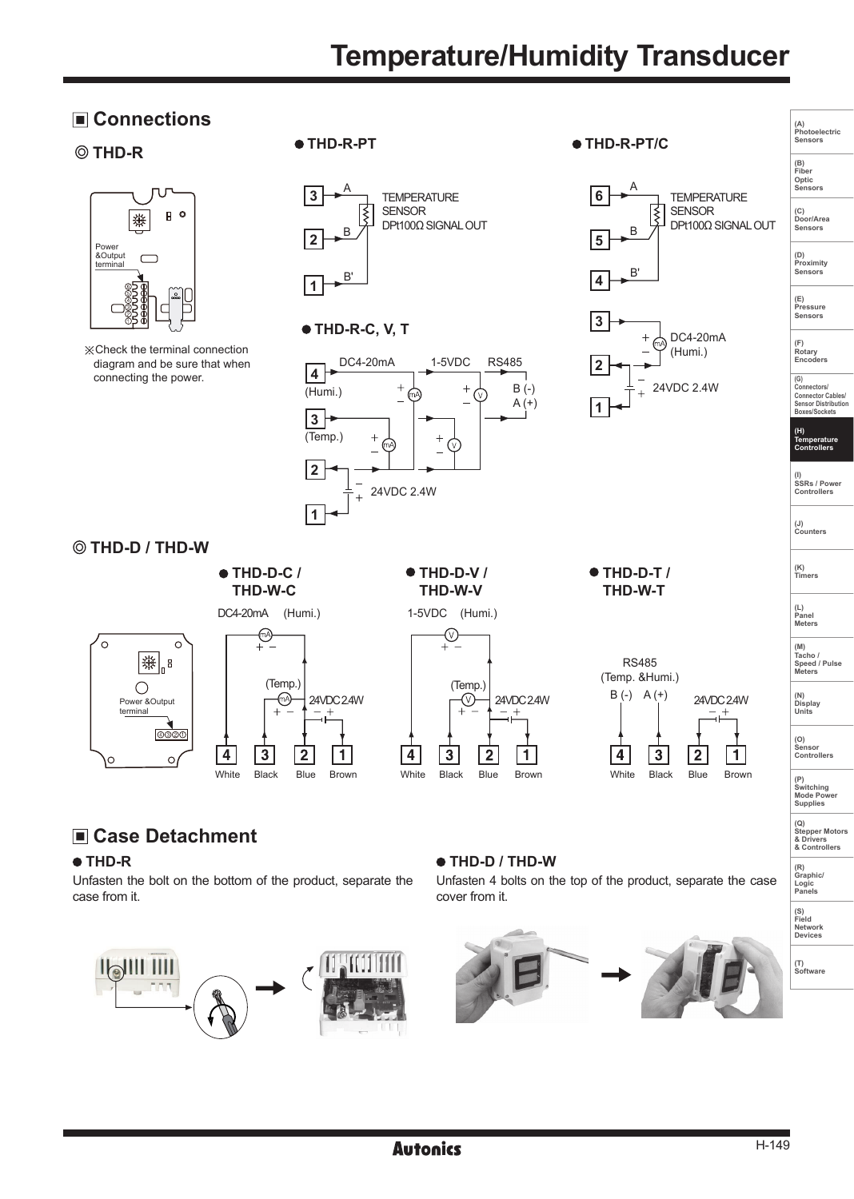# Temperature/Humidity Transducer

## ■ Connections

### ◎ THD-R

Power &Output terminal

※Check the terminal connection diagram and be sure that when connecting the power.

● THD-R-PT

3 — A, 2 — B, 1 — B'

TEMPERATURE SENSOR DPt100Ω SIGNAL OUT

● THD-R-PT/C

6 — A, 5 — B, 4 — B'

TEMPERATURE SENSOR DPt100Ω SIGNAL OUT

3 — DC4-20mA (Humi.)

2, 1 — 24VDC 2.4W

● THD-R-C, V, T

4 (Humi.), 3 (Temp.): DC4-20mA, 1-5VDC, RS485 B (-) A (+)

2, 1 — 24VDC 2.4W

### ◎ THD-D / THD-W

Power &Output terminal

● THD-D-C / THD-W-C

DC4-20mA (Humi.), (Temp.), 24VDC 2.4W

4 White, 3 Black, 2 Blue, 1 Brown

● THD-D-V / THD-W-V

1-5VDC (Humi.), (Temp.), 24VDC 2.4W

4 White, 3 Black, 2 Blue, 1 Brown

● THD-D-T / THD-W-T

RS485 (Temp. &Humi.) B (-) A (+), 24VDC 2.4W

4 White, 3 Black, 2 Blue, 1 Brown

## ■ Case Detachment

● THD-R

Unfasten the bolt on the bottom of the product, separate the case from it.

● THD-D / THD-W

Unfasten 4 bolts on the top of the product, separate the case cover from it.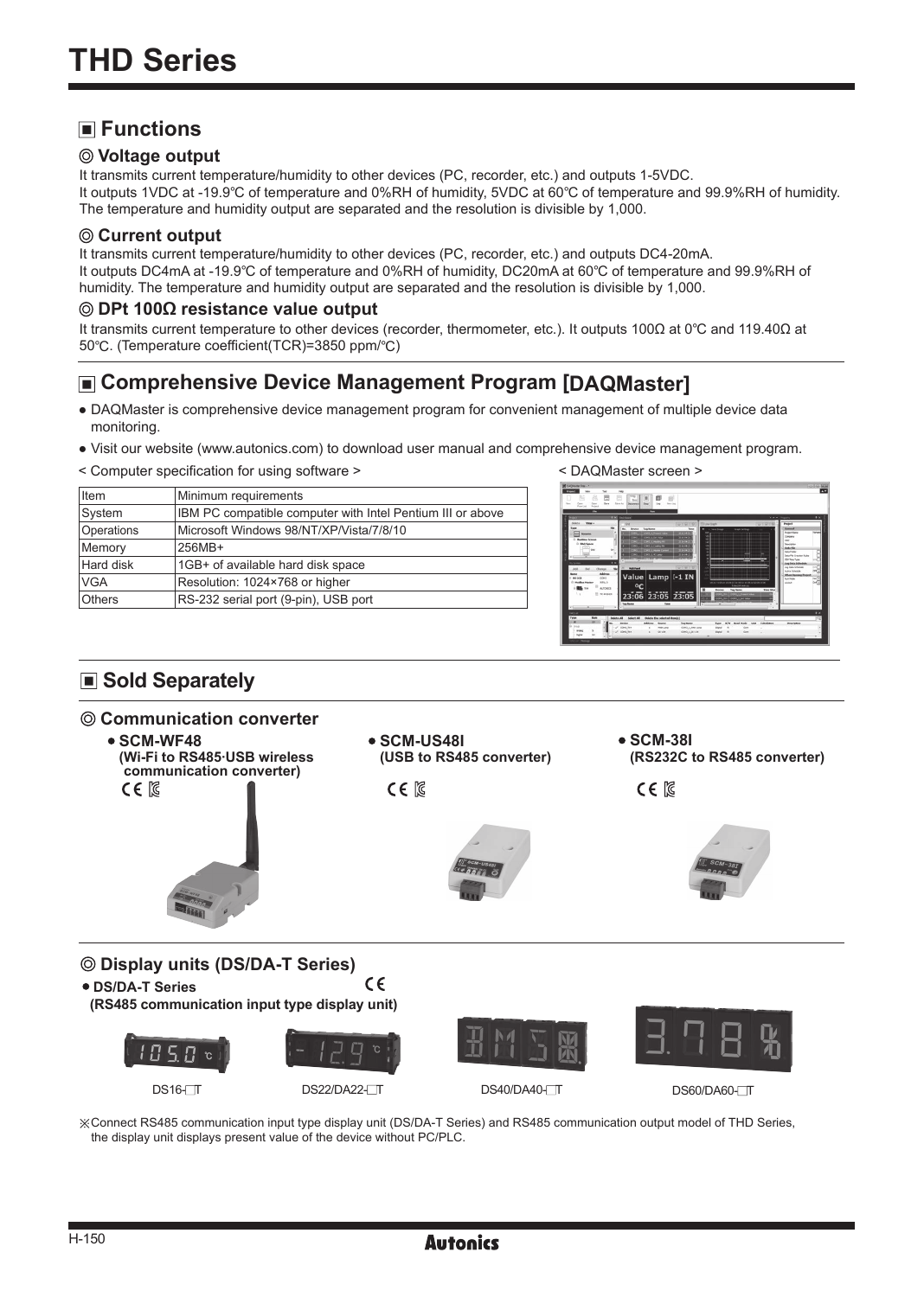# THD Series

## ■ Functions

### ◎ Voltage output

It transmits current temperature/humidity to other devices (PC, recorder, etc.) and outputs 1-5VDC.
It outputs 1VDC at -19.9℃ of temperature and 0%RH of humidity, 5VDC at 60℃ of temperature and 99.9%RH of humidity.
The temperature and humidity output are separated and the resolution is divisible by 1,000.

### ◎ Current output

It transmits current temperature/humidity to other devices (PC, recorder, etc.) and outputs DC4-20mA.
It outputs DC4mA at -19.9℃ of temperature and 0%RH of humidity, DC20mA at 60℃ of temperature and 99.9%RH of humidity. The temperature and humidity output are separated and the resolution is divisible by 1,000.

### ◎ DPt 100Ω resistance value output

It transmits current temperature to other devices (recorder, thermometer, etc.). It outputs 100Ω at 0℃ and 119.40Ω at 50℃. (Temperature coefficient(TCR)=3850 ppm/℃)

## ■ Comprehensive Device Management Program [DAQMaster]

- DAQMaster is comprehensive device management program for convenient management of multiple device data monitoring.
- Visit our website (www.autonics.com) to download user manual and comprehensive device management program.

< Computer specification for using software >

| Item | Minimum requirements |
|---|---|
| System | IBM PC compatible computer with Intel Pentium III or above |
| Operations | Microsoft Windows 98/NT/XP/Vista/7/8/10 |
| Memory | 256MB+ |
| Hard disk | 1GB+ of available hard disk space |
| VGA | Resolution: 1024×768 or higher |
| Others | RS-232 serial port (9-pin), USB port |

< DAQMaster screen >

## ■ Sold Separately

### ◎ Communication converter

- **SCM-WF48**
  **(Wi-Fi to RS485·USB wireless communication converter)**
- **SCM-US48I**
  **(USB to RS485 converter)**
- **SCM-38I**
  **(RS232C to RS485 converter)**

### ◎ Display units (DS/DA-T Series)

- **DS/DA-T Series**
  **(RS485 communication input type display unit)**

DS16-□T　　DS22/DA22-□T　　DS40/DA40-□T　　DS60/DA60-□T

※Connect RS485 communication input type display unit (DS/DA-T Series) and RS485 communication output model of THD Series, the display unit displays present value of the device without PC/PLC.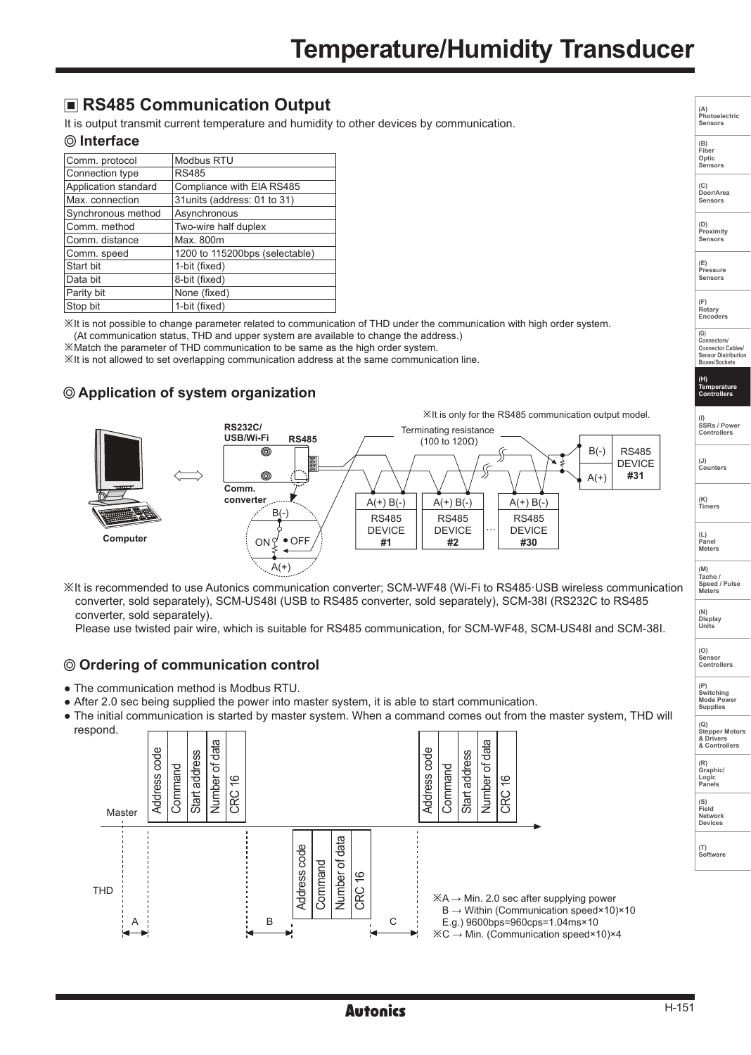## ■ RS485 Communication Output

It is output transmit current temperature and humidity to other devices by communication.

### ◎ Interface

| Comm. protocol | Modbus RTU |
|---|---|
| Connection type | RS485 |
| Application standard | Compliance with EIA RS485 |
| Max. connection | 31units (address: 01 to 31) |
| Synchronous method | Asynchronous |
| Comm. method | Two-wire half duplex |
| Comm. distance | Max. 800m |
| Comm. speed | 1200 to 115200bps (selectable) |
| Start bit | 1-bit (fixed) |
| Data bit | 8-bit (fixed) |
| Parity bit | None (fixed) |
| Stop bit | 1-bit (fixed) |

※It is not possible to change parameter related to communication of THD under the communication with high order system. (At communication status, THD and upper system are available to change the address.)
※Match the parameter of THD communication to be same as the high order system.
※It is not allowed to set overlapping communication address at the same communication line.

### ◎ Application of system organization

※It is only for the RS485 communication output model.

Computer ⟺ RS232C/USB/Wi-Fi — Comm. converter — RS485; Terminating resistance (100 to 120Ω); B(-), ON/OFF, A(+); A(+) B(-) RS485 DEVICE #1, A(+) B(-) RS485 DEVICE #2, … A(+) B(-) RS485 DEVICE #30; B(-) A(+) RS485 DEVICE #31

※It is recommended to use Autonics communication converter; SCM-WF48 (Wi-Fi to RS485·USB wireless communication converter, sold separately), SCM-US48I (USB to RS485 converter, sold separately), SCM-38I (RS232C to RS485 converter, sold separately).
Please use twisted pair wire, which is suitable for RS485 communication, for SCM-WF48, SCM-US48I and SCM-38I.

### ◎ Ordering of communication control

- The communication method is Modbus RTU.
- After 2.0 sec being supplied the power into master system, it is able to start communication.
- The initial communication is started by master system. When a command comes out from the master system, THD will respond.

Master: Address code | Command | Start address | Number of data | CRC 16 … Address code | Command | Start address | Number of data | CRC 16

THD: Address code | Command | Number of data | CRC 16

A, B, C

※A → Min. 2.0 sec after supplying power
B → Within (Communication speed×10)×10
E.g.) 9600bps=960cps=1.04ms×10
※C → Min. (Communication speed×10)×4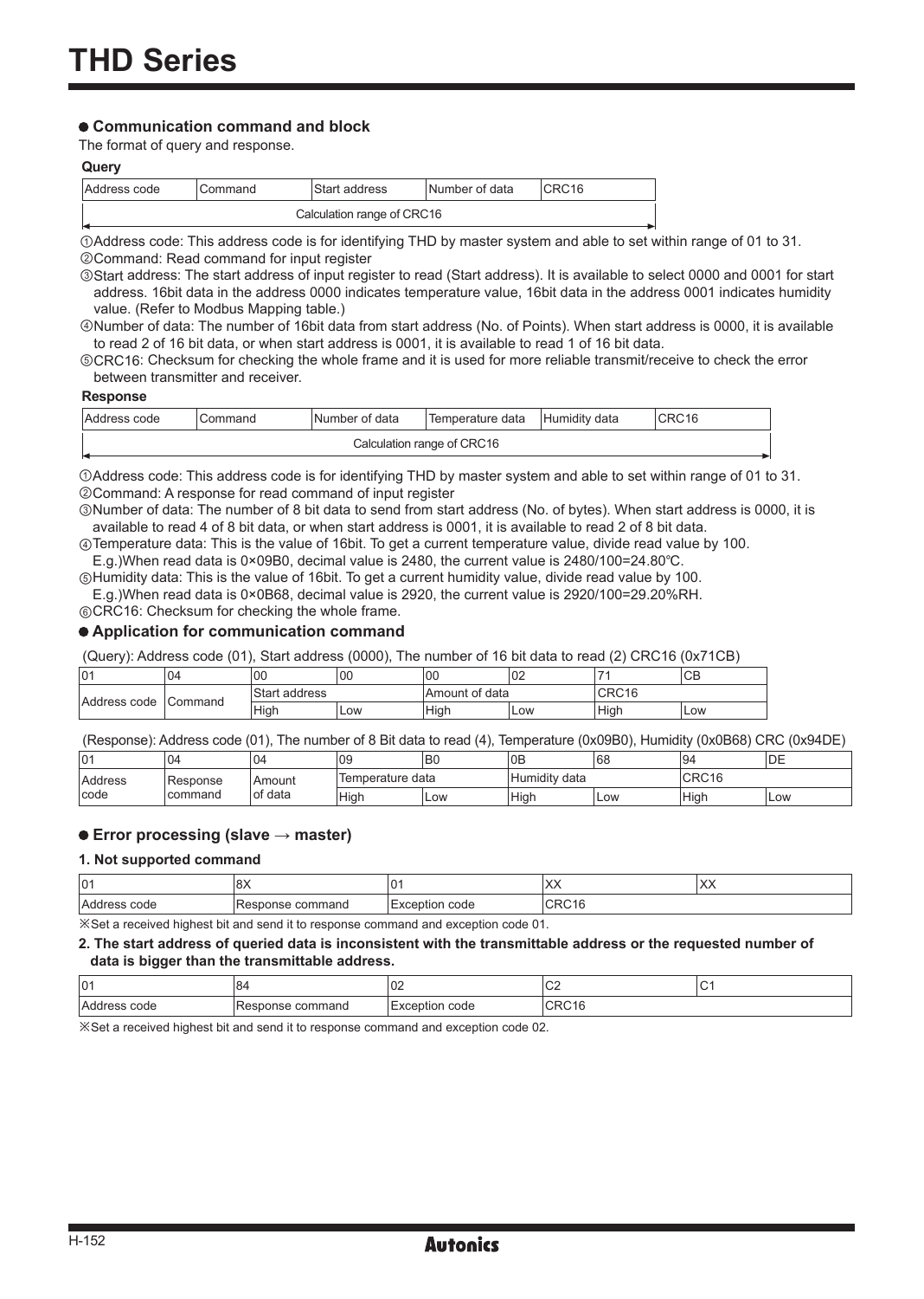# THD Series

### ● Communication command and block

The format of query and response.

**Query**

| Address code | Command | Start address | Number of data | CRC16 |
|---|---|---|---|---|
| Calculation range of CRC16 | | | | |

①Address code: This address code is for identifying THD by master system and able to set within range of 01 to 31.
②Command: Read command for input register
③Start address: The start address of input register to read (Start address). It is available to select 0000 and 0001 for start address. 16bit data in the address 0000 indicates temperature value, 16bit data in the address 0001 indicates humidity value. (Refer to Modbus Mapping table.)
④Number of data: The number of 16bit data from start address (No. of Points). When start address is 0000, it is available to read 2 of 16 bit data, or when start address is 0001, it is available to read 1 of 16 bit data.
⑤CRC16: Checksum for checking the whole frame and it is used for more reliable transmit/receive to check the error between transmitter and receiver.

**Response**

| Address code | Command | Number of data | Temperature data | Humidity data | CRC16 |
|---|---|---|---|---|---|
| Calculation range of CRC16 | | | | | |

①Address code: This address code is for identifying THD by master system and able to set within range of 01 to 31.
②Command: A response for read command of input register
③Number of data: The number of 8 bit data to send from start address (No. of bytes). When start address is 0000, it is available to read 4 of 8 bit data, or when start address is 0001, it is available to read 2 of 8 bit data.
④Temperature data: This is the value of 16bit. To get a current temperature value, divide read value by 100.
E.g.)When read data is 0×09B0, decimal value is 2480, the current value is 2480/100=24.80℃.
⑤Humidity data: This is the value of 16bit. To get a current humidity value, divide read value by 100.
E.g.)When read data is 0×0B68, decimal value is 2920, the current value is 2920/100=29.20%RH.
⑥CRC16: Checksum for checking the whole frame.

### ● Application for communication command

(Query): Address code (01), Start address (0000), The number of 16 bit data to read (2) CRC16 (0x71CB)

| 01 | 04 | 00 | 00 | 00 | 02 | 71 | CB |
|---|---|---|---|---|---|---|---|
| Address code | Command | Start address | | Amount of data | | CRC16 | |
| | | High | Low | High | Low | High | Low |

(Response): Address code (01), The number of 8 Bit data to read (4), Temperature (0x09B0), Humidity (0x0B68) CRC (0x94DE)

| 01 | 04 | 04 | 09 | B0 | 0B | 68 | 94 | DE |
|---|---|---|---|---|---|---|---|---|
| Address code | Response command | Amount of data | Temperature data | | Humidity data | | CRC16 | |
| | | | High | Low | High | Low | High | Low |

### ● Error processing (slave → master)

#### 1. Not supported command

| 01 | 8X | 01 | XX | XX |
|---|---|---|---|---|
| Address code | Response command | Exception code | CRC16 | |

※Set a received highest bit and send it to response command and exception code 01.

#### 2. The start address of queried data is inconsistent with the transmittable address or the requested number of data is bigger than the transmittable address.

| 01 | 84 | 02 | C2 | C1 |
|---|---|---|---|---|
| Address code | Response command | Exception code | CRC16 | |

※Set a received highest bit and send it to response command and exception code 02.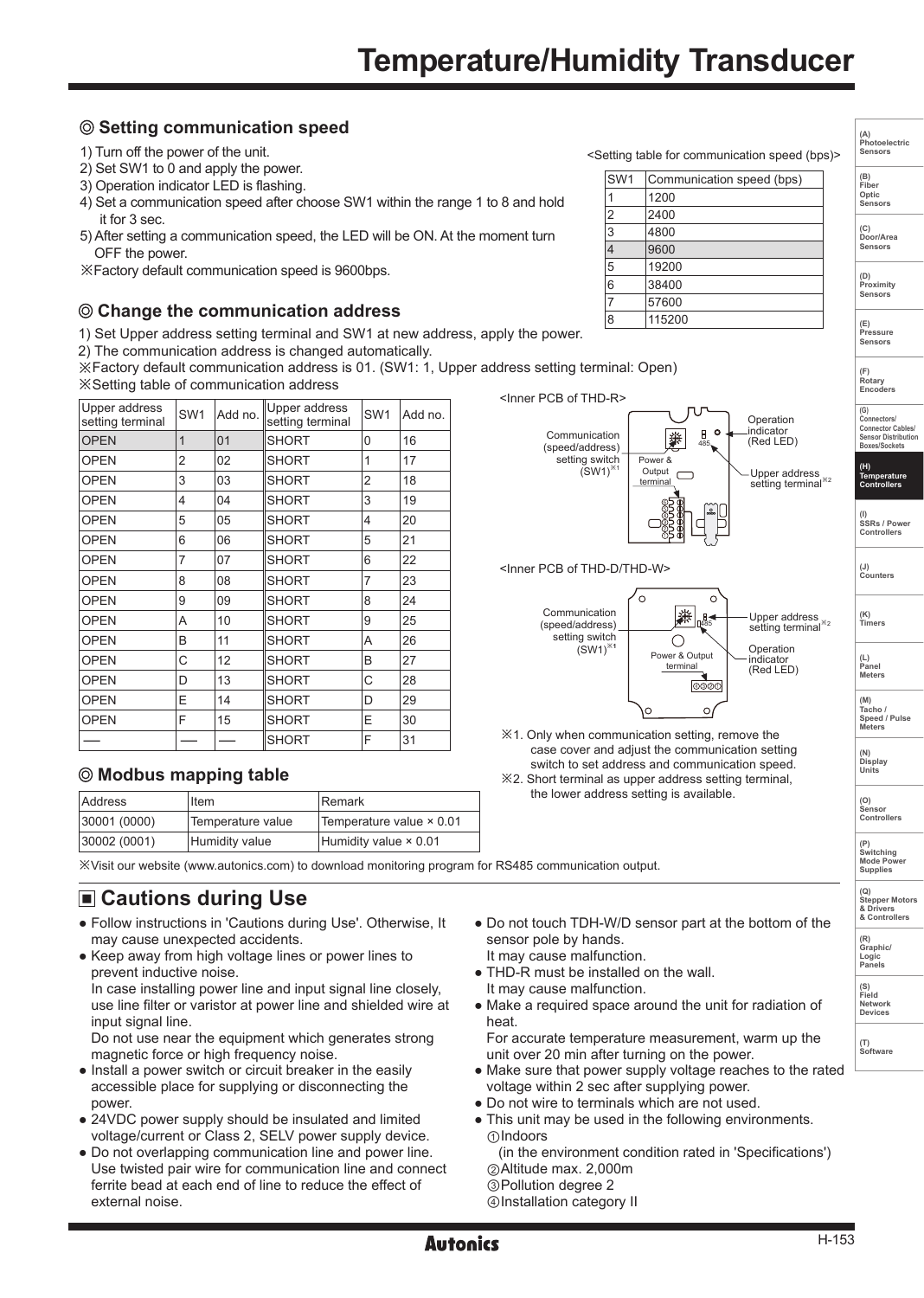# Temperature/Humidity Transducer

## ◎ Setting communication speed

1) Turn off the power of the unit.
2) Set SW1 to 0 and apply the power.
3) Operation indicator LED is flashing.
4) Set a communication speed after choose SW1 within the range 1 to 8 and hold it for 3 sec.
5) After setting a communication speed, the LED will be ON. At the moment turn OFF the power.

※Factory default communication speed is 9600bps.

<Setting table for communication speed (bps)>

| SW1 | Communication speed (bps) |
|---|---|
| 1 | 1200 |
| 2 | 2400 |
| 3 | 4800 |
| 4 | 9600 |
| 5 | 19200 |
| 6 | 38400 |
| 7 | 57600 |
| 8 | 115200 |

## ◎ Change the communication address

1) Set Upper address setting terminal and SW1 at new address, apply the power.
2) The communication address is changed automatically.

※Factory default communication address is 01. (SW1: 1, Upper address setting terminal: Open)

※Setting table of communication address

| Upper address setting terminal | SW1 | Add no. | Upper address setting terminal | SW1 | Add no. |
|---|---|---|---|---|---|
| OPEN | 1 | 01 | SHORT | 0 | 16 |
| OPEN | 2 | 02 | SHORT | 1 | 17 |
| OPEN | 3 | 03 | SHORT | 2 | 18 |
| OPEN | 4 | 04 | SHORT | 3 | 19 |
| OPEN | 5 | 05 | SHORT | 4 | 20 |
| OPEN | 6 | 06 | SHORT | 5 | 21 |
| OPEN | 7 | 07 | SHORT | 6 | 22 |
| OPEN | 8 | 08 | SHORT | 7 | 23 |
| OPEN | 9 | 09 | SHORT | 8 | 24 |
| OPEN | A | 10 | SHORT | 9 | 25 |
| OPEN | B | 11 | SHORT | A | 26 |
| OPEN | C | 12 | SHORT | B | 27 |
| OPEN | D | 13 | SHORT | C | 28 |
| OPEN | E | 14 | SHORT | D | 29 |
| OPEN | F | 15 | SHORT | E | 30 |
| — | — | — | SHORT | F | 31 |

<Inner PCB of THD-R>

Communication (speed/address) setting switch (SW1)※1

Power & Output terminal

485

Operation indicator (Red LED)

Upper address setting terminal※2

<Inner PCB of THD-D/THD-W>

Communication (speed/address) setting switch (SW1)※1

Power & Output terminal

485

Upper address setting terminal※2

Operation indicator (Red LED)

※1. Only when communication setting, remove the case cover and adjust the communication setting switch to set address and communication speed.

※2. Short terminal as upper address setting terminal, the lower address setting is available.

## ◎ Modbus mapping table

| Address | Item | Remark |
|---|---|---|
| 30001 (0000) | Temperature value | Temperature value × 0.01 |
| 30002 (0001) | Humidity value | Humidity value × 0.01 |

※Visit our website (www.autonics.com) to download monitoring program for RS485 communication output.

# ■ Cautions during Use

- Follow instructions in 'Cautions during Use'. Otherwise, It may cause unexpected accidents.
- Keep away from high voltage lines or power lines to prevent inductive noise.
  In case installing power line and input signal line closely, use line filter or varistor at power line and shielded wire at input signal line.
  Do not use near the equipment which generates strong magnetic force or high frequency noise.
- Install a power switch or circuit breaker in the easily accessible place for supplying or disconnecting the power.
- 24VDC power supply should be insulated and limited voltage/current or Class 2, SELV power supply device.
- Do not overlapping communication line and power line. Use twisted pair wire for communication line and connect ferrite bead at each end of line to reduce the effect of external noise.
- Do not touch TDH-W/D sensor part at the bottom of the sensor pole by hands.
  It may cause malfunction.
- THD-R must be installed on the wall.
  It may cause malfunction.
- Make a required space around the unit for radiation of heat.
  For accurate temperature measurement, warm up the unit over 20 min after turning on the power.
- Make sure that power supply voltage reaches to the rated voltage within 2 sec after supplying power.
- Do not wire to terminals which are not used.
- This unit may be used in the following environments.
  ①Indoors
  (in the environment condition rated in 'Specifications')
  ②Altitude max. 2,000m
  ③Pollution degree 2
  ④Installation category II